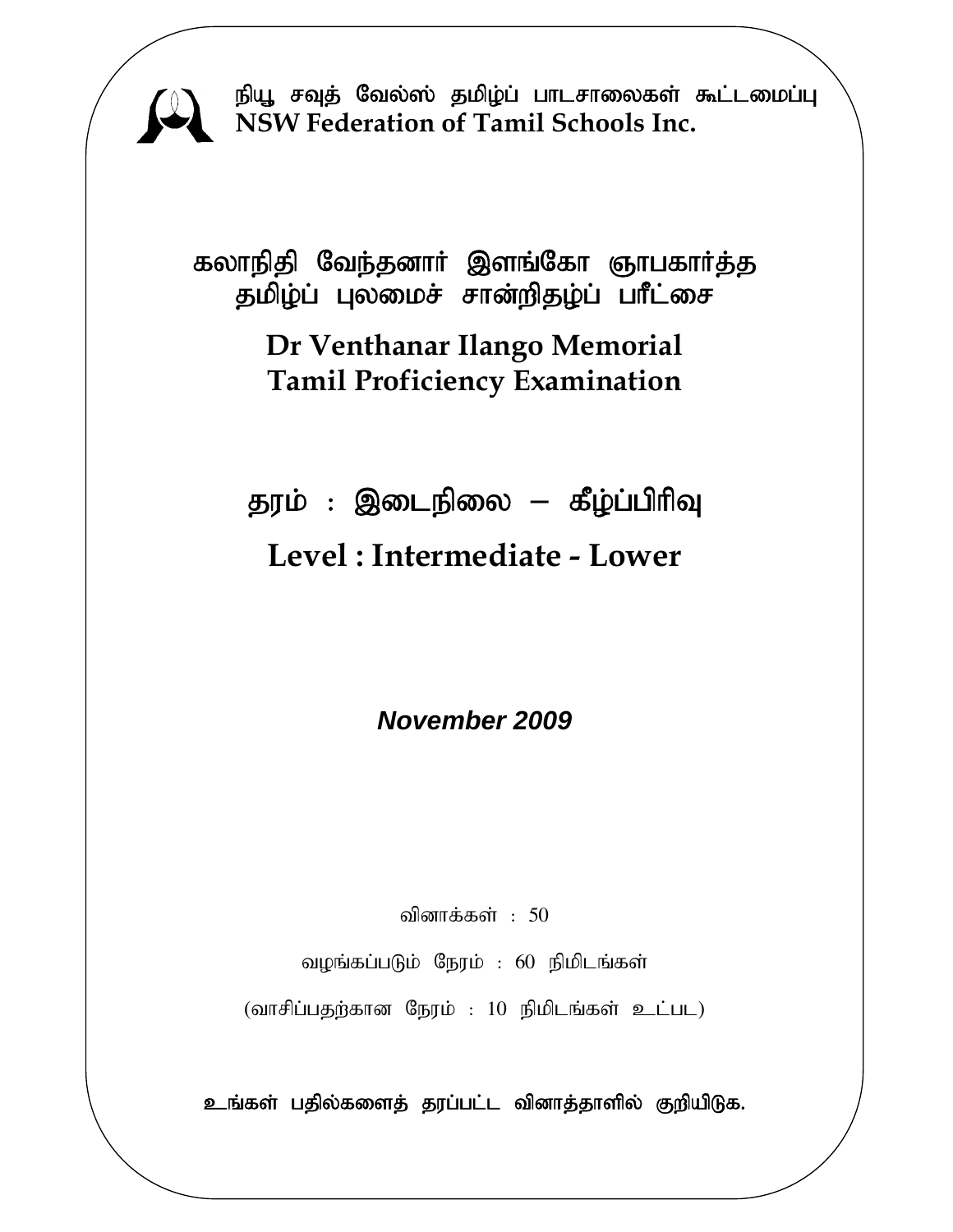நியூ சவுத் வேல்ஸ் தமிழ்ப் பாடசாலைகள் கூட்டமைப்பு
**NSW Federation of Tamil Schools Inc.**

# கலாநிதி வேந்தனார் இளங்கோ ஞாபகார்த்த தமிழ்ப் புலமைச் சான்றிதழ்ப் பரீட்சை

# Dr Venthanar Ilango Memorial Tamil Proficiency Examination

## தரம் : இடைநிலை – கீழ்ப்பிரிவு

## Level : Intermediate - Lower

***November 2009***

வினாக்கள் : 50

வழங்கப்படும் நேரம் : 60 நிமிடங்கள்

(வாசிப்பதற்கான நேரம் : 10 நிமிடங்கள் உட்பட)

**உங்கள் பதில்களைத் தரப்பட்ட வினாத்தாளில் குறியிடுக.**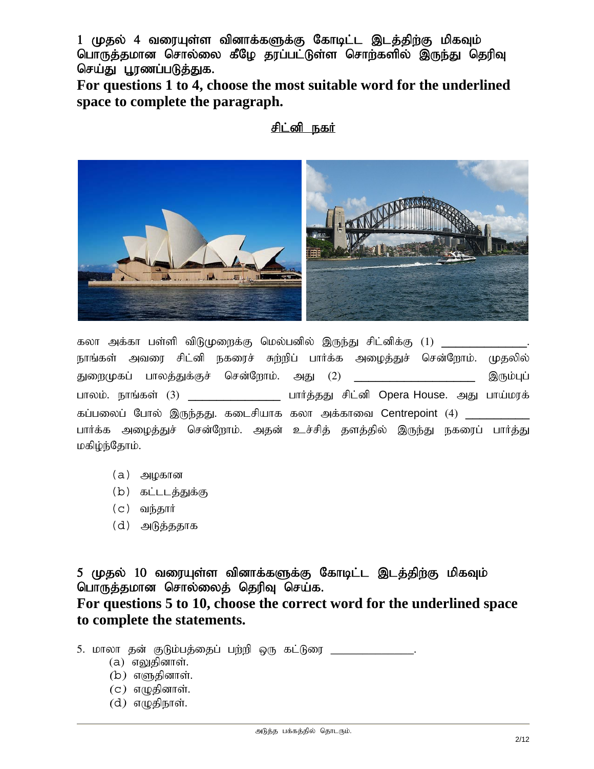**1 முதல் 4 வரையுள்ள வினாக்களுக்கு கோடிட்ட இடத்திற்கு மிகவும் பொருத்தமான சொல்லை கீழே தரப்பட்டுள்ள சொற்களில் இருந்து தெரிவு செய்து பூரணப்படுத்துக.**

**For questions 1 to 4, choose the most suitable word for the underlined space to complete the paragraph.**

<u>**சிட்னி நகர்**</u>

கலா அக்கா பள்ளி விடுமுறைக்கு மெல்பனில் இருந்து சிட்னிக்கு (1) ______________. நாங்கள் அவரை சிட்னி நகரைச் சுற்றிப் பார்க்க அழைத்துச் சென்றோம். முதலில் துறைமுகப் பாலத்துக்குச் சென்றோம். அது (2) ____________________ இரும்புப் பாலம். நாங்கள் (3) _______________ பார்த்தது சிட்னி Opera House. அது பாய்மரக் கப்பலைப் போல் இருந்தது. கடைசியாக கலா அக்காவை Centrepoint (4) __________ பார்க்க அழைத்துச் சென்றோம். அதன் உச்சித் தளத்தில் இருந்து நகரைப் பார்த்து மகிழ்ந்தோம்.

(a) அழகான
(b) கட்டடத்துக்கு
(c) வந்தார்
(d) அடுத்ததாக

**5 முதல் 10 வரையுள்ள வினாக்களுக்கு கோடிட்ட இடத்திற்கு மிகவும் பொருத்தமான சொல்லைத் தெரிவு செய்க.**

**For questions 5 to 10, choose the correct word for the underlined space to complete the statements.**

5. மாலா தன் குடும்பத்தைப் பற்றி ஒரு கட்டுரை ______________.
   (a) எலுதினாள்.
   (b) எளுதினாள்.
   (c) எழுதினாள்.
   (d) எழுதிநாள்.

அடுத்த பக்கத்தில் தொடரும்.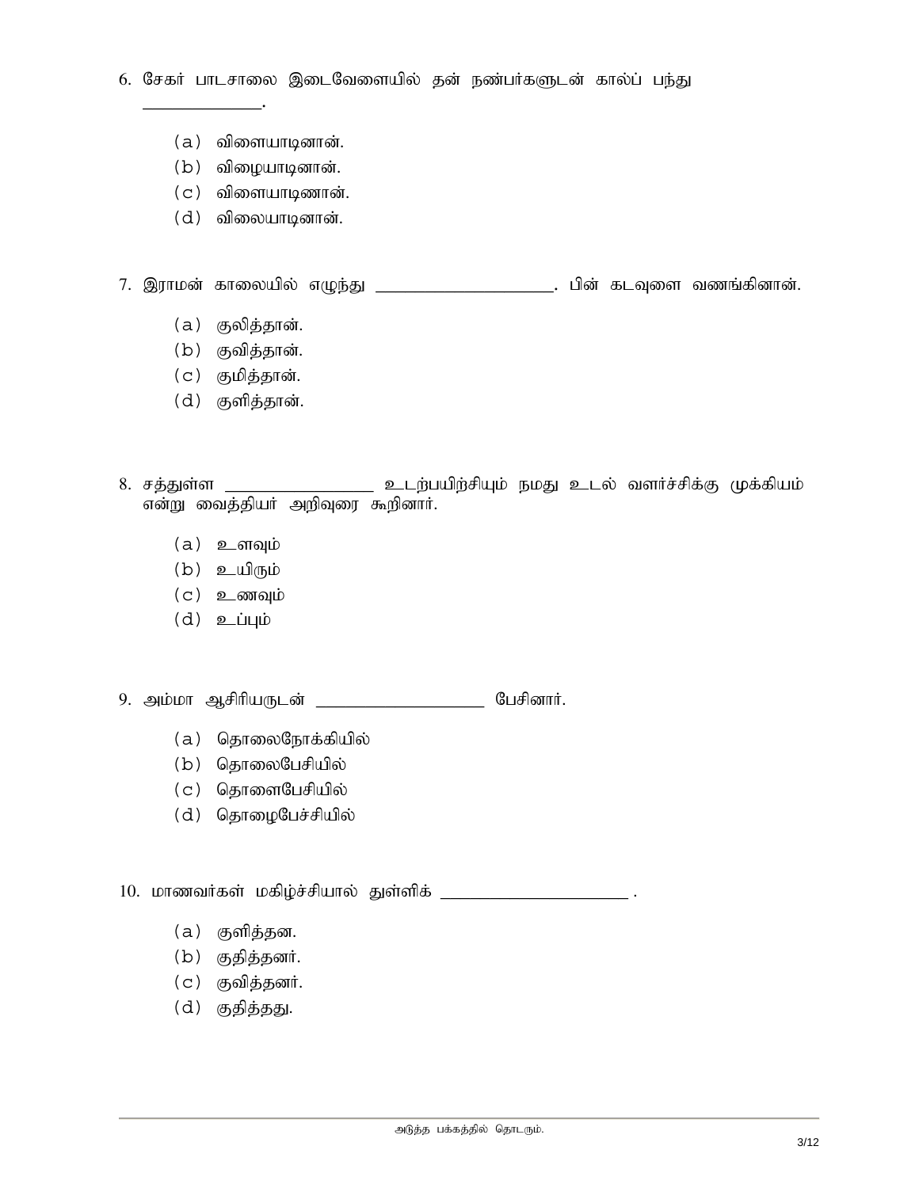6. சேகர் பாடசாலை இடைவேளையில் தன் நண்பர்களுடன் கால்ப் பந்து ______________.

    (a) விளையாடினான்.
    (b) விழையாடினான்.
    (c) விளையாடிணான்.
    (d) விலையாடினான்.

7. இராமன் காலையில் எழுந்து ____________________. பின் கடவுளை வணங்கினான்.

    (a) குலித்தான்.
    (b) குவித்தான்.
    (c) குமித்தான்.
    (d) குளித்தான்.

8. சத்துள்ள _________________ உடற்பயிற்சியும் நமது உடல் வளர்ச்சிக்கு முக்கியம் என்று வைத்தியர் அறிவுரை கூறினார்.

    (a) உளவும்
    (b) உயிரும்
    (c) உணவும்
    (d) உப்பும்

9. அம்மா ஆசிரியருடன் ___________________ பேசினார்.

    (a) தொலைநோக்கியில்
    (b) தொலைபேசியில்
    (c) தொளைபேசியில்
    (d) தொழைபேச்சியில்

10. மாணவர்கள் மகிழ்ச்சியால் துள்ளிக் _____________________ .

    (a) குளித்தன.
    (b) குதித்தனர்.
    (c) குவித்தனர்.
    (d) குதித்தது.

அடுத்த பக்கத்தில் தொடரும்.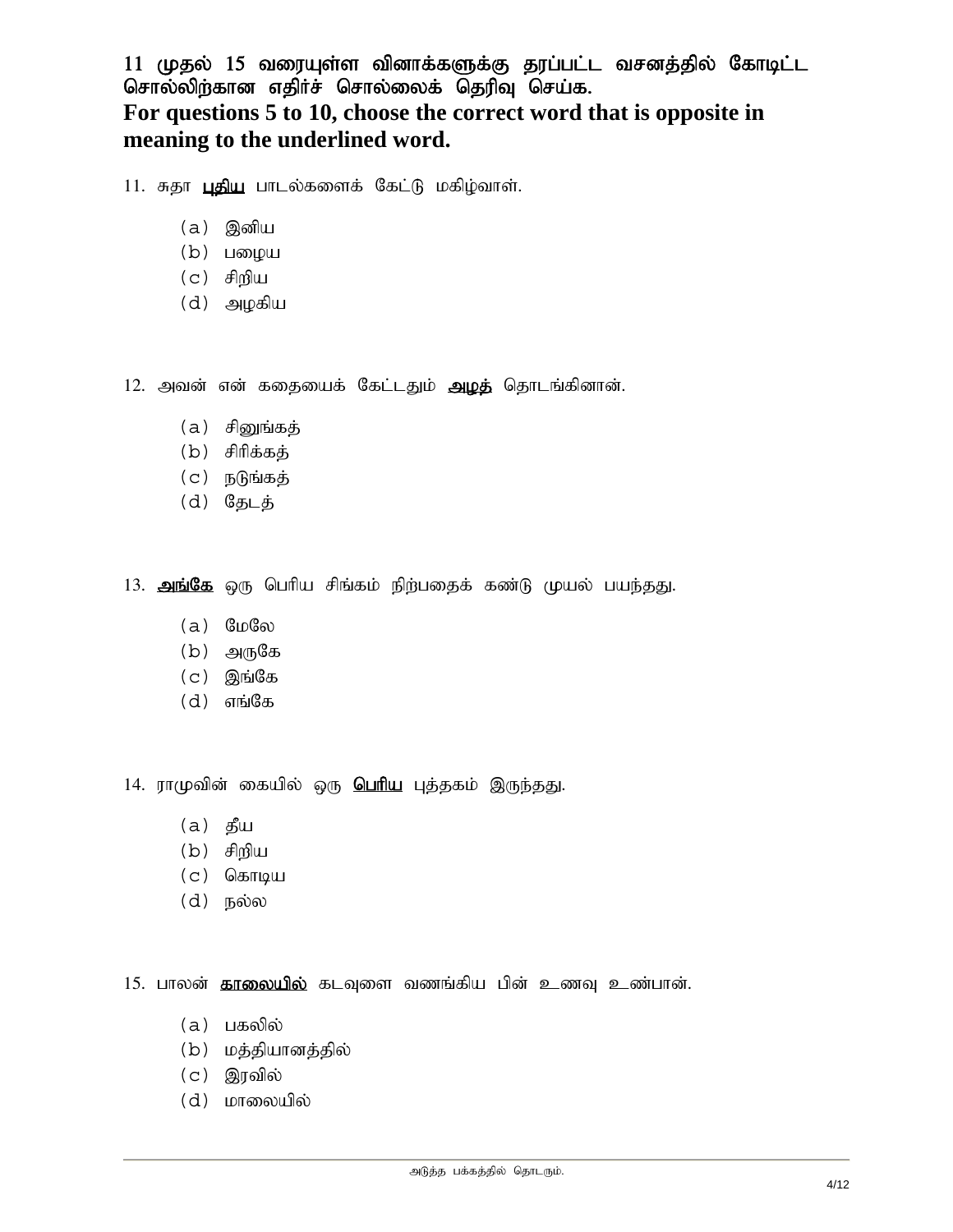**11 முதல் 15 வரையுள்ள வினாக்களுக்கு தரப்பட்ட வசனத்தில் கோடிட்ட சொல்லிற்கான எதிர்ச் சொல்லைக் தெரிவு செய்க.**

**For questions 5 to 10, choose the correct word that is opposite in meaning to the underlined word.**

11. சுதா <u>**புதிய**</u> பாடல்களைக் கேட்டு மகிழ்வாள்.

   (a) இனிய
   (b) பழைய
   (c) சிறிய
   (d) அழகிய

12. அவன் என் கதையைக் கேட்டதும் <u>**அழத்**</u> தொடங்கினான்.

   (a) சினுங்கத்
   (b) சிரிக்கத்
   (c) நடுங்கத்
   (d) தேடத்

13. <u>**அங்கே**</u> ஒரு பெரிய சிங்கம் நிற்பதைக் கண்டு முயல் பயந்தது.

   (a) மேலே
   (b) அருகே
   (c) இங்கே
   (d) எங்கே

14. ராமுவின் கையில் ஒரு <u>**பெரிய**</u> புத்தகம் இருந்தது.

   (a) தீய
   (b) சிறிய
   (c) கொடிய
   (d) நல்ல

15. பாலன் <u>**காலையில்**</u> கடவுளை வணங்கிய பின் உணவு உண்பான்.

   (a) பகலில்
   (b) மத்தியானத்தில்
   (c) இரவில்
   (d) மாலையில்

அடுத்த பக்கத்தில் தொடரும்.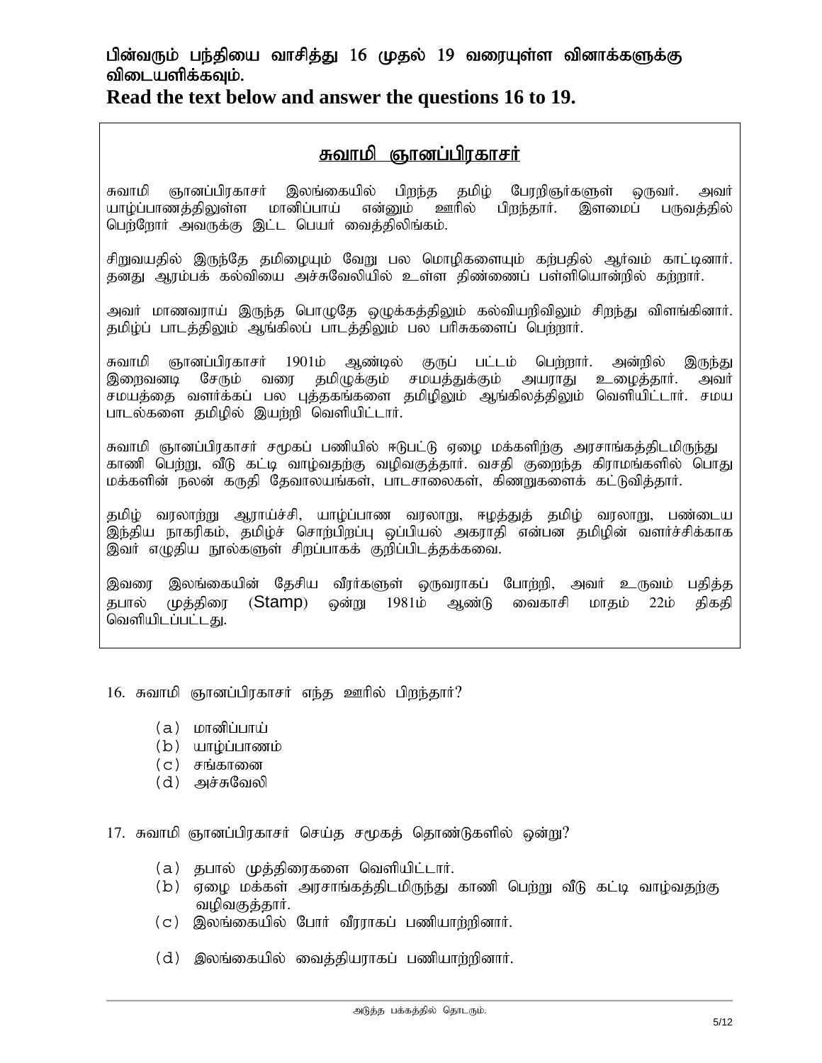**பின்வரும் பந்தியை வாசித்து 16 முதல் 19 வரையுள்ள வினாக்களுக்கு விடையளிக்கவும்.**

**Read the text below and answer the questions 16 to 19.**

## சுவாமி ஞானப்பிரகாசர்

சுவாமி ஞானப்பிரகாசர் இலங்கையில் பிறந்த தமிழ் பேரறிஞர்களுள் ஒருவர். அவர் யாழ்ப்பாணத்திலுள்ள மானிப்பாய் என்னும் ஊரில் பிறந்தார். இளமைப் பருவத்தில் பெற்றோர் அவருக்கு இட்ட பெயர் வைத்திலிங்கம்.

சிறுவயதில் இருந்தே தமிழையும் வேறு பல மொழிகளையும் கற்பதில் ஆர்வம் காட்டினார். தனது ஆரம்பக் கல்வியை அச்சுவேலியில் உள்ள திண்ணைப் பள்ளியொன்றில் கற்றார்.

அவர் மாணவராய் இருந்த பொழுதே ஒழுக்கத்திலும் கல்வியறிவிலும் சிறந்து விளங்கினார். தமிழ்ப் பாடத்திலும் ஆங்கிலப் பாடத்திலும் பல பரிசுகளைப் பெற்றார்.

சுவாமி ஞானப்பிரகாசர் 1901ம் ஆண்டில் குருப் பட்டம் பெற்றார். அன்றில் இருந்து இறைவனடி சேரும் வரை தமிழுக்கும் சமயத்துக்கும் அயராது உழைத்தார். அவர் சமயத்தை வளர்க்கப் பல புத்தகங்களை தமிழிலும் ஆங்கிலத்திலும் வெளியிட்டார். சமய பாடல்களை தமிழில் இயற்றி வெளியிட்டார்.

சுவாமி ஞானப்பிரகாசர் சமூகப் பணியில் ஈடுபட்டு ஏழை மக்களிற்கு அரசாங்கத்திடமிருந்து காணி பெற்று, வீடு கட்டி வாழ்வதற்கு வழிவகுத்தார். வசதி குறைந்த கிராமங்களில் பொது மக்களின் நலன் கருதி தேவாலயங்கள், பாடசாலைகள், கிணறுகளைக் கட்டுவித்தார்.

தமிழ் வரலாற்று ஆராய்ச்சி, யாழ்ப்பாண வரலாறு, ஈழத்துத் தமிழ் வரலாறு, பண்டைய இந்திய நாகரிகம், தமிழ்ச் சொற்பிறப்பு ஒப்பியல் அகராதி என்பன தமிழின் வளர்ச்சிக்காக இவர் எழுதிய நூல்களுள் சிறப்பாகக் குறிப்பிடத்தக்கவை.

இவரை இலங்கையின் தேசிய வீரர்களுள் ஒருவராகப் போற்றி, அவர் உருவம் பதித்த தபால் முத்திரை (Stamp) ஒன்று 1981ம் ஆண்டு வைகாசி மாதம் 22ம் திகதி வெளியிடப்பட்டது.

16. சுவாமி ஞானப்பிரகாசர் எந்த ஊரில் பிறந்தார்?

    (a) மானிப்பாய்
    (b) யாழ்ப்பாணம்
    (c) சங்கானை
    (d) அச்சுவேலி

17. சுவாமி ஞானப்பிரகாசர் செய்த சமூகத் தொண்டுகளில் ஒன்று?

    (a) தபால் முத்திரைகளை வெளியிட்டார்.
    (b) ஏழை மக்கள் அரசாங்கத்திடமிருந்து காணி பெற்று வீடு கட்டி வாழ்வதற்கு வழிவகுத்தார்.
    (c) இலங்கையில் போர் வீரராகப் பணியாற்றினார்.
    (d) இலங்கையில் வைத்தியராகப் பணியாற்றினார்.

அடுத்த பக்கத்தில் தொடரும்.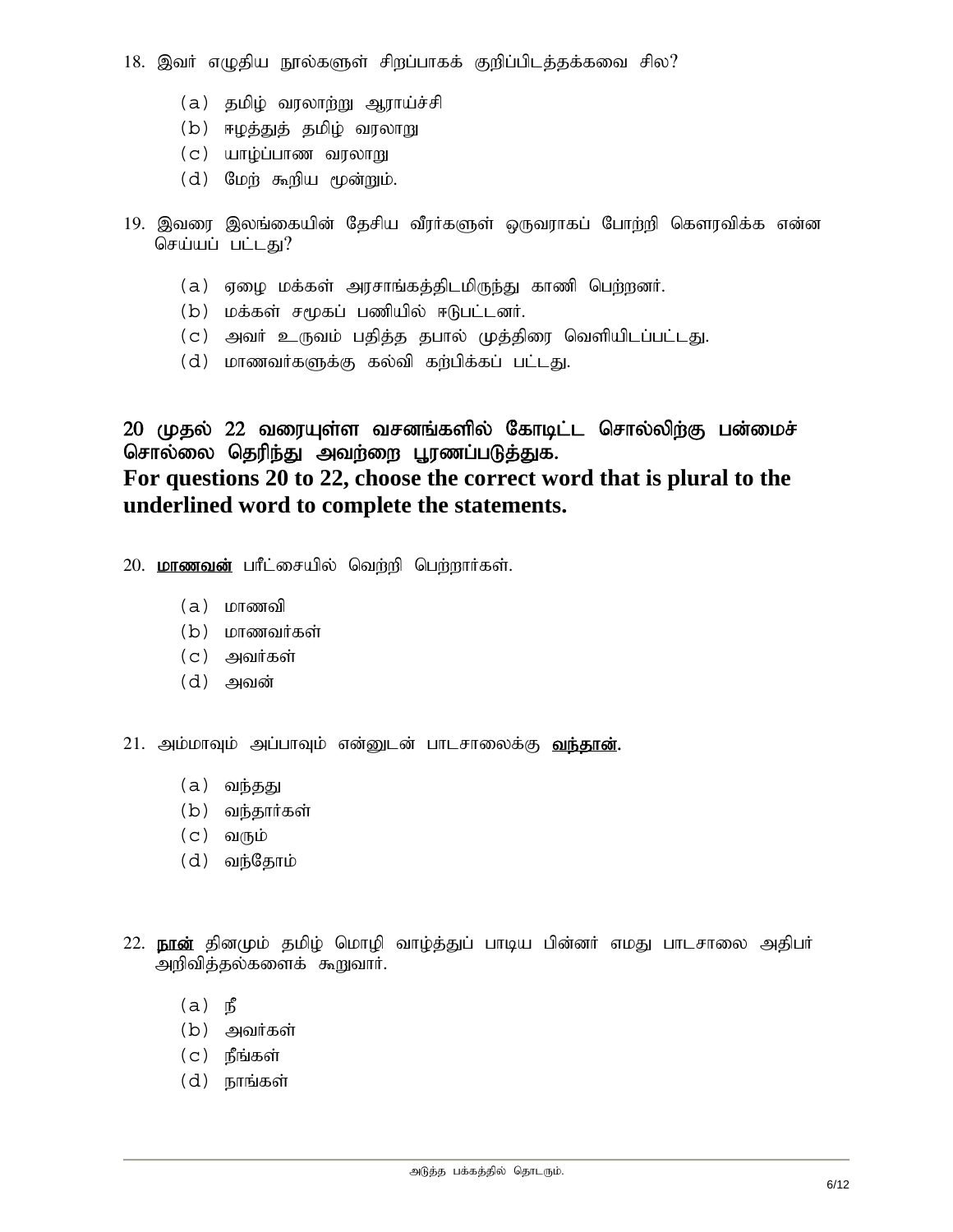18. இவர் எழுதிய நூல்களுள் சிறப்பாகக் குறிப்பிடத்தக்கவை சில?

   (a) தமிழ் வரலாற்று ஆராய்ச்சி
   (b) ஈழத்துத் தமிழ் வரலாறு
   (c) யாழ்ப்பாண வரலாறு
   (d) மேற் கூறிய மூன்றும்.

19. இவரை இலங்கையின் தேசிய வீரர்களுள் ஒருவராகப் போற்றி கௌரவிக்க என்ன செய்யப் பட்டது?

   (a) ஏழை மக்கள் அரசாங்கத்திடமிருந்து காணி பெற்றனர்.
   (b) மக்கள் சமூகப் பணியில் ஈடுபட்டனர்.
   (c) அவர் உருவம் பதித்த தபால் முத்திரை வெளியிடப்பட்டது.
   (d) மாணவர்களுக்கு கல்வி கற்பிக்கப் பட்டது.

**20 முதல் 22 வரையுள்ள வசனங்களில் கோடிட்ட சொல்லிற்கு பன்மைச் சொல்லை தெரிந்து அவற்றை பூரணப்படுத்துக.**

**For questions 20 to 22, choose the correct word that is plural to the underlined word to complete the statements.**

20. **<u>மாணவன்</u>** பரீட்சையில் வெற்றி பெற்றார்கள்.

   (a) மாணவி
   (b) மாணவர்கள்
   (c) அவர்கள்
   (d) அவன்

21. அம்மாவும் அப்பாவும் என்னுடன் பாடசாலைக்கு **<u>வந்தான்</u>.**

   (a) வந்தது
   (b) வந்தார்கள்
   (c) வரும்
   (d) வந்தோம்

22. **<u>நான்</u>** தினமும் தமிழ் மொழி வாழ்த்துப் பாடிய பின்னர் எமது பாடசாலை அதிபர் அறிவித்தல்களைக் கூறுவார்.

   (a) நீ
   (b) அவர்கள்
   (c) நீங்கள்
   (d) நாங்கள்

அடுத்த பக்கத்தில் தொடரும்.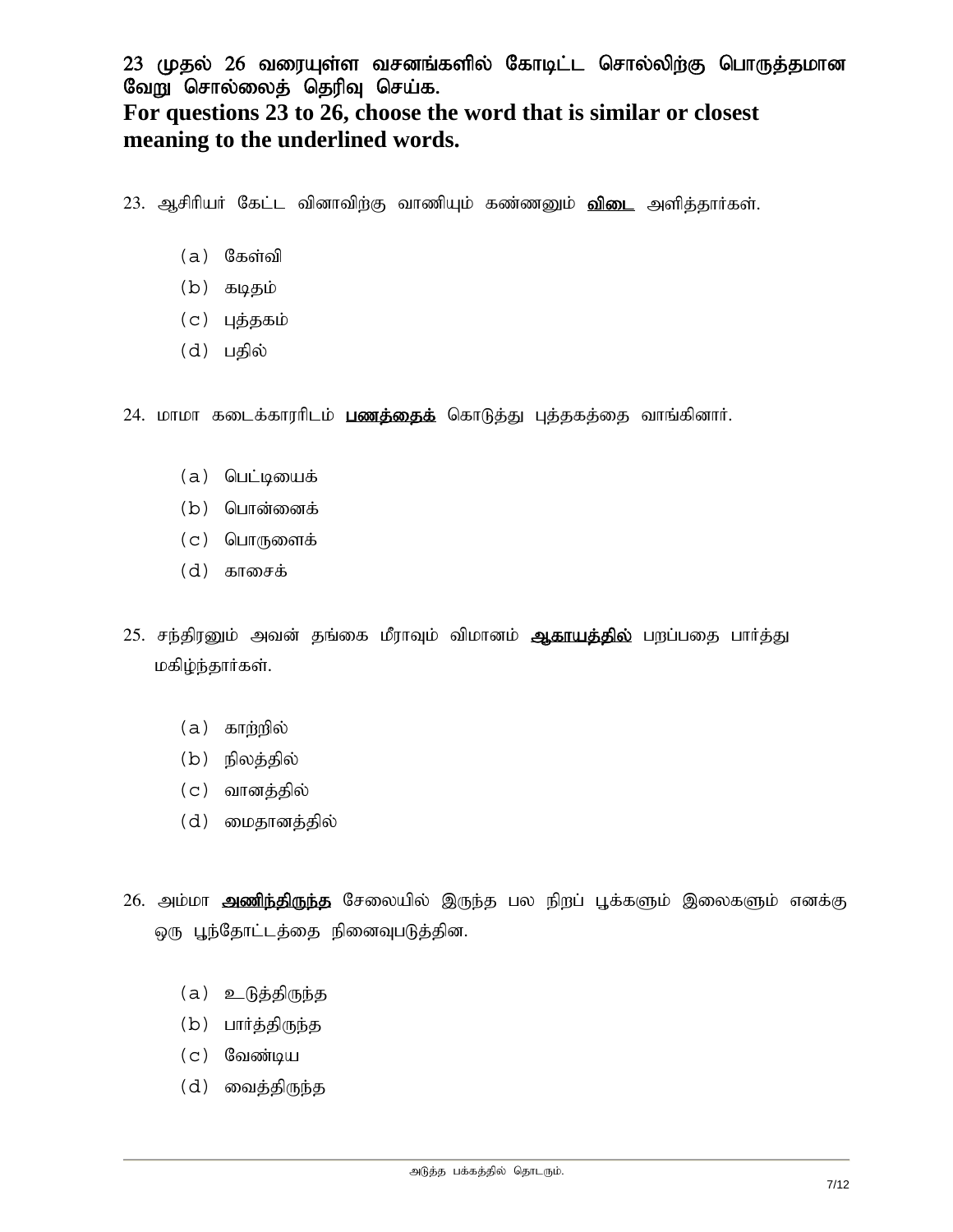**23 முதல் 26 வரையுள்ள வசனங்களில் கோடிட்ட சொல்லிற்கு பொருத்தமான வேறு சொல்லைத் தெரிவு செய்க.**

**For questions 23 to 26, choose the word that is similar or closest meaning to the underlined words.**

23. ஆசிரியர் கேட்ட வினாவிற்கு வாணியும் கண்ணனும் <u>**விடை**</u> அளித்தார்கள்.

    (a) கேள்வி
    (b) கடிதம்
    (c) புத்தகம்
    (d) பதில்

24. மாமா கடைக்காரரிடம் <u>**பணத்தைக்**</u> கொடுத்து புத்தகத்தை வாங்கினார்.

    (a) பெட்டியைக்
    (b) பொன்னைக்
    (c) பொருளைக்
    (d) காசைக்

25. சந்திரனும் அவன் தங்கை மீராவும் விமானம் <u>**ஆகாயத்தில்**</u> பறப்பதை பார்த்து மகிழ்ந்தார்கள்.

    (a) காற்றில்
    (b) நிலத்தில்
    (c) வானத்தில்
    (d) மைதானத்தில்

26. அம்மா <u>**அணிந்திருந்த**</u> சேலையில் இருந்த பல நிறப் பூக்களும் இலைகளும் எனக்கு ஒரு பூந்தோட்டத்தை நினைவுபடுத்தின.

    (a) உடுத்திருந்த
    (b) பார்த்திருந்த
    (c) வேண்டிய
    (d) வைத்திருந்த

அடுத்த பக்கத்தில் தொடரும்.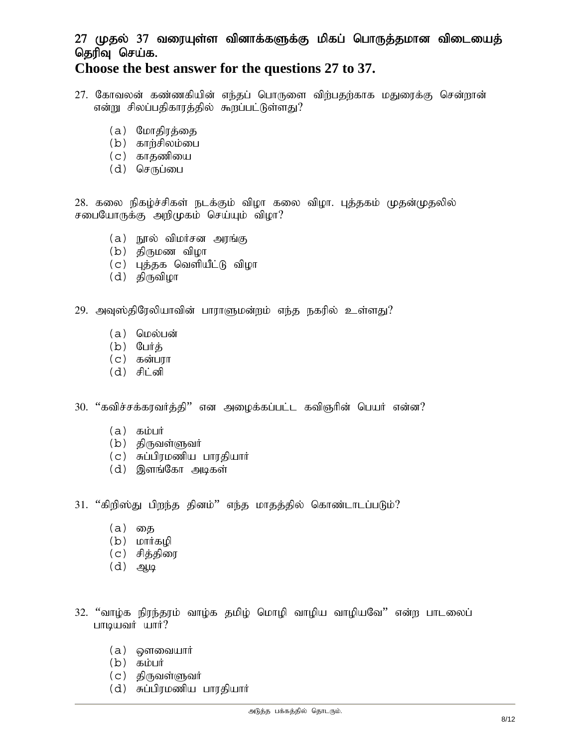## 27 முதல் 37 வரையுள்ள வினாக்களுக்கு மிகப் பொருத்தமான விடையைத் தெரிவு செய்க.

## Choose the best answer for the questions 27 to 37.

27. கோவலன் கண்ணகியின் எந்தப் பொருளை விற்பதற்காக மதுரைக்கு சென்றான் என்று சிலப்பதிகாரத்தில் கூறப்பட்டுள்ளது?

    (a) மோதிரத்தை
    (b) காற்சிலம்பை
    (c) காதணியை
    (d) செருப்பை

28. கலை நிகழ்ச்சிகள் நடக்கும் விழா கலை விழா. புத்தகம் முதன்முதலில் சபையோருக்கு அறிமுகம் செய்யும் விழா?

    (a) நூல் விமர்சன அரங்கு
    (b) திருமண விழா
    (c) புத்தக வெளியீட்டு விழா
    (d) திருவிழா

29. அவுஸ்திரேலியாவின் பாராளுமன்றம் எந்த நகரில் உள்ளது?

    (a) மெல்பன்
    (b) பேர்த்
    (c) கன்பரா
    (d) சிட்னி

30. “கவிச்சக்கரவர்த்தி” என அழைக்கப்பட்ட கவிஞரின் பெயர் என்ன?

    (a) கம்பர்
    (b) திருவள்ளுவர்
    (c) சுப்பிரமணிய பாரதியார்
    (d) இளங்கோ அடிகள்

31. “கிறிஸ்து பிறந்த தினம்” எந்த மாதத்தில் கொண்டாடப்படும்?

    (a) தை
    (b) மார்கழி
    (c) சித்திரை
    (d) ஆடி

32. “வாழ்க நிரந்தரம் வாழ்க தமிழ் மொழி வாழிய வாழியவே” என்ற பாடலைப் பாடியவர் யார்?

    (a) ஔவையார்
    (b) கம்பர்
    (c) திருவள்ளுவர்
    (d) சுப்பிரமணிய பாரதியார்

அடுத்த பக்கத்தில் தொடரும்.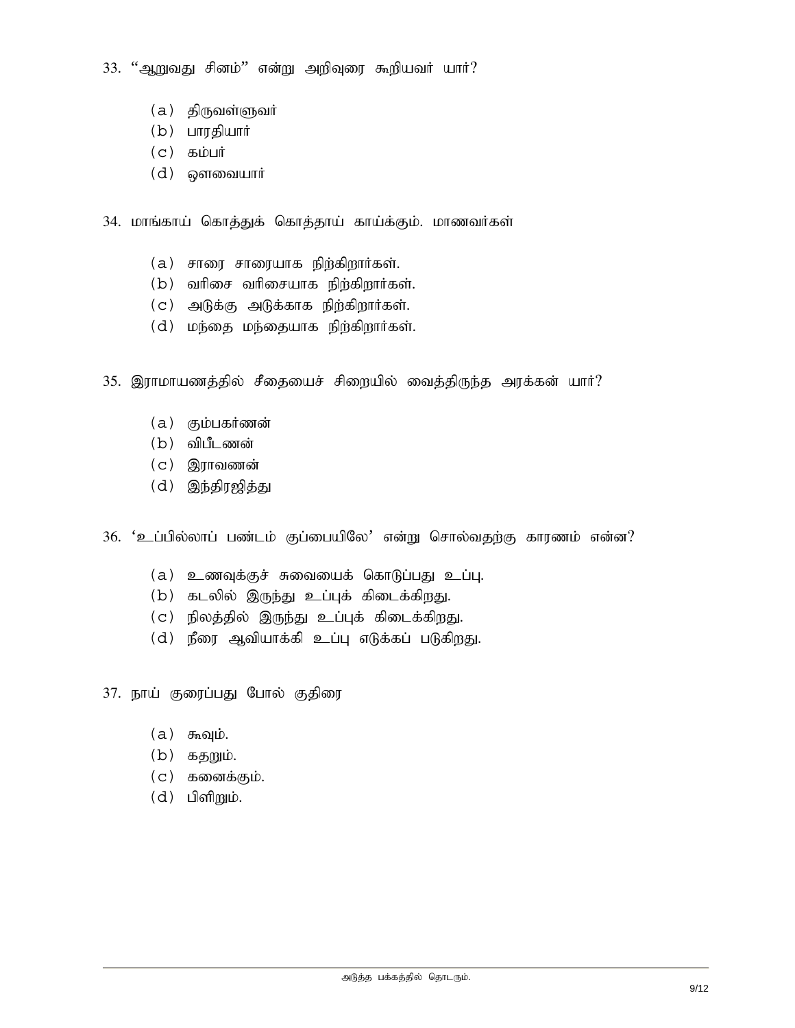33. “ஆறுவது சினம்” என்று அறிவுரை கூறியவர் யார்?

(a) திருவள்ளுவர்
(b) பாரதியார்
(c) கம்பர்
(d) ஔவையார்

34. மாங்காய் கொத்துக் கொத்தாய் காய்க்கும். மாணவர்கள்

(a) சாரை சாரையாக நிற்கிறார்கள்.
(b) வரிசை வரிசையாக நிற்கிறார்கள்.
(c) அடுக்கு அடுக்காக நிற்கிறார்கள்.
(d) மந்தை மந்தையாக நிற்கிறார்கள்.

35. இராமாயணத்தில் சீதையைச் சிறையில் வைத்திருந்த அரக்கன் யார்?

(a) கும்பகர்ணன்
(b) விபீடணன்
(c) இராவணன்
(d) இந்திரஜித்து

36. ‘உப்பில்லாப் பண்டம் குப்பையிலே’ என்று சொல்வதற்கு காரணம் என்ன?

(a) உணவுக்குச் சுவையைக் கொடுப்பது உப்பு.
(b) கடலில் இருந்து உப்புக் கிடைக்கிறது.
(c) நிலத்தில் இருந்து உப்புக் கிடைக்கிறது.
(d) நீரை ஆவியாக்கி உப்பு எடுக்கப் படுகிறது.

37. நாய் குரைப்பது போல் குதிரை

(a) கூவும்.
(b) கதறும்.
(c) கனைக்கும்.
(d) பிளிறும்.

அடுத்த பக்கத்தில் தொடரும்.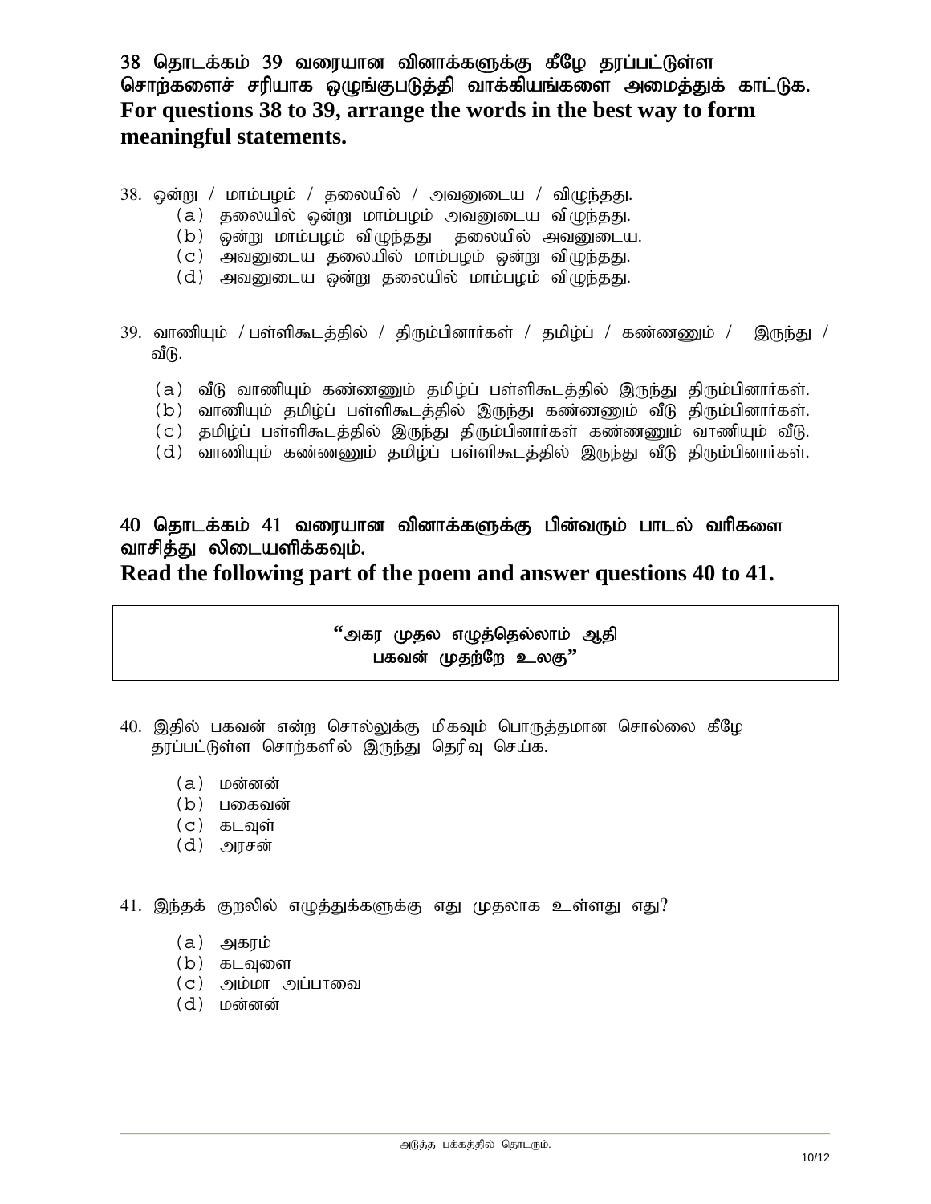**38 தொடக்கம் 39 வரையான வினாக்களுக்கு கீழே தரப்பட்டுள்ள சொற்களைச் சரியாக ஒழுங்குபடுத்தி வாக்கியங்களை அமைத்துக் காட்டுக.**
**For questions 38 to 39, arrange the words in the best way to form meaningful statements.**

38. ஒன்று / மாம்பழம் / தலையில் / அவனுடைய / விழுந்தது.
    (a) தலையில் ஒன்று மாம்பழம் அவனுடைய விழுந்தது.
    (b) ஒன்று மாம்பழம் விழுந்தது தலையில் அவனுடைய.
    (c) அவனுடைய தலையில் மாம்பழம் ஒன்று விழுந்தது.
    (d) அவனுடைய ஒன்று தலையில் மாம்பழம் விழுந்தது.

39. வாணியும் / பள்ளிகூடத்தில் / திரும்பினார்கள் / தமிழ்ப் / கண்ணனும் / இருந்து / வீடு.

    (a) வீடு வாணியும் கண்ணனும் தமிழ்ப் பள்ளிகூடத்தில் இருந்து திரும்பினார்கள்.
    (b) வாணியும் தமிழ்ப் பள்ளிகூடத்தில் இருந்து கண்ணனும் வீடு திரும்பினார்கள்.
    (c) தமிழ்ப் பள்ளிகூடத்தில் இருந்து திரும்பினார்கள் கண்ணனும் வாணியும் வீடு.
    (d) வாணியும் கண்ணனும் தமிழ்ப் பள்ளிகூடத்தில் இருந்து வீடு திரும்பினார்கள்.

**40 தொடக்கம் 41 வரையான வினாக்களுக்கு பின்வரும் பாடல் வரிகளை வாசித்து லிடையளிக்கவும்.**
**Read the following part of the poem and answer questions 40 to 41.**

> "அகர முதல எழுத்தெல்லாம் ஆதி
> பகவன் முதற்றே உலகு"

40. இதில் பகவன் என்ற சொல்லுக்கு மிகவும் பொருத்தமான சொல்லை கீழே தரப்பட்டுள்ள சொற்களில் இருந்து தெரிவு செய்க.

    (a) மன்னன்
    (b) பகைவன்
    (c) கடவுள்
    (d) அரசன்

41. இந்தக் குறலில் எழுத்துக்களுக்கு எது முதலாக உள்ளது எது?

    (a) அகரம்
    (b) கடவுளை
    (c) அம்மா அப்பாவை
    (d) மன்னன்

அடுத்த பக்கத்தில் தொடரும்.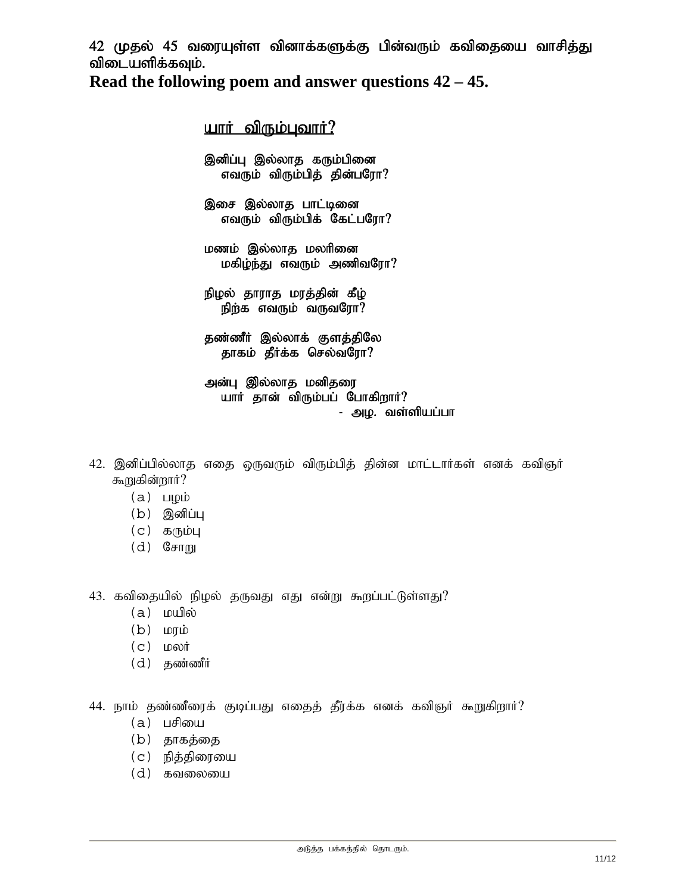**42 முதல் 45 வரையுள்ள வினாக்களுக்கு பின்வரும் கவிதையை வாசித்து விடையளிக்கவும்.**

**Read the following poem and answer questions 42 – 45.**

## யார் விரும்புவார்?

இனிப்பு இல்லாத கரும்பினை
எவரும் விரும்பித் தின்பரோ?

இசை இல்லாத பாட்டினை
எவரும் விரும்பிக் கேட்பரோ?

மணம் இல்லாத மலரினை
மகிழ்ந்து எவரும் அணிவரோ?

நிழல் தாராத மரத்தின் கீழ்
நிற்க எவரும் வருவரோ?

தண்ணீர் இல்லாக் குளத்திலே
தாகம் தீர்க்க செல்வரோ?

அன்பு இல்லாத மனிதரை
யார் தான் விரும்பப் போகிறார்?

- அழ. வள்ளியப்பா

42. இனிப்பில்லாத எதை ஒருவரும் விரும்பித் தின்ன மாட்டார்கள் எனக் கவிஞர் கூறுகின்றார்?
    - (a) பழம்
    - (b) இனிப்பு
    - (c) கரும்பு
    - (d) சோறு

43. கவிதையில் நிழல் தருவது எது என்று கூறப்பட்டுள்ளது?
    - (a) மயில்
    - (b) மரம்
    - (c) மலர்
    - (d) தண்ணீர்

44. நாம் தண்ணீரைக் குடிப்பது எதைத் தீர்க்க எனக் கவிஞர் கூறுகிறார்?
    - (a) பசியை
    - (b) தாகத்தை
    - (c) நித்திரையை
    - (d) கவலையை

அடுத்த பக்கத்தில் தொடரும்.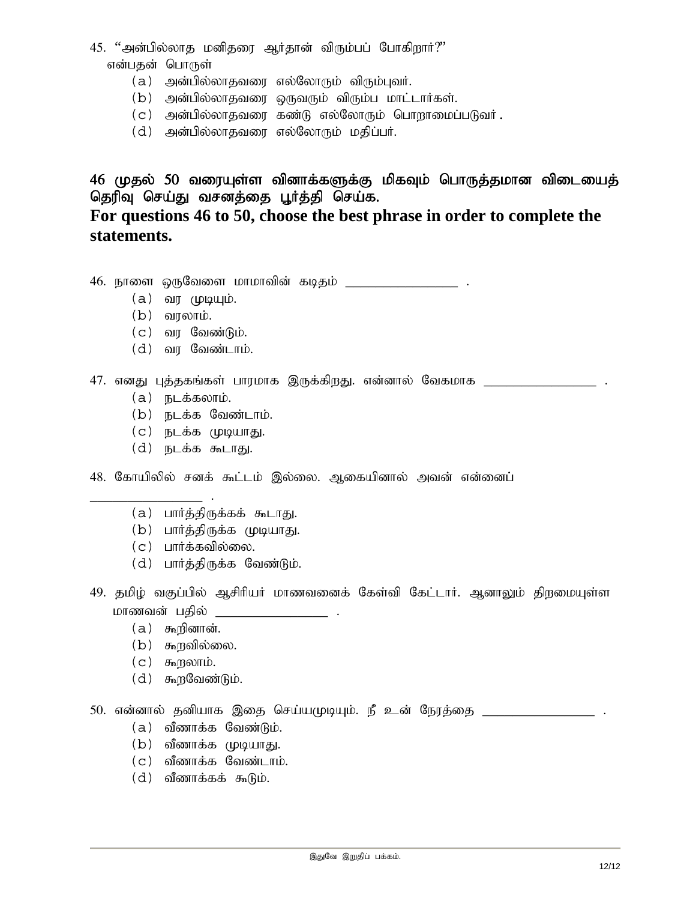45. “அன்பில்லாத மனிதரை ஆர்தான் விரும்பப் போகிறார்?” என்பதன் பொருள்

  (a) அன்பில்லாதவரை எல்லோரும் விரும்புவர்.
  (b) அன்பில்லாதவரை ஒருவரும் விரும்ப மாட்டார்கள்.
  (c) அன்பில்லாதவரை கண்டு எல்லோரும் பொறாமைப்படுவர்.
  (d) அன்பில்லாதவரை எல்லோரும் மதிப்பர்.

**46 முதல் 50 வரையுள்ள வினாக்களுக்கு மிகவும் பொருத்தமான விடையைத் தெரிவு செய்து வசனத்தை பூர்த்தி செய்க.**

**For questions 46 to 50, choose the best phrase in order to complete the statements.**

46. நாளை ஒருவேளை மாமாவின் கடிதம் _______________ .

  (a) வர முடியும்.
  (b) வரலாம்.
  (c) வர வேண்டும்.
  (d) வர வேண்டாம்.

47. எனது புத்தகங்கள் பாரமாக இருக்கிறது. என்னால் வேகமாக _______________ .

  (a) நடக்கலாம்.
  (b) நடக்க வேண்டாம்.
  (c) நடக்க முடியாது.
  (d) நடக்க கூடாது.

48. கோயிலில் சனக் கூட்டம் இல்லை. ஆகையினால் அவன் என்னைப் _______________ .

  (a) பார்த்திருக்கக் கூடாது.
  (b) பார்த்திருக்க முடியாது.
  (c) பார்க்கவில்லை.
  (d) பார்த்திருக்க வேண்டும்.

49. தமிழ் வகுப்பில் ஆசிரியர் மாணவனைக் கேள்வி கேட்டார். ஆனாலும் திறமையுள்ள மாணவன் பதில் _______________ .

  (a) கூறினான்.
  (b) கூறவில்லை.
  (c) கூறலாம்.
  (d) கூறவேண்டும்.

50. என்னால் தனியாக இதை செய்யமுடியும். நீ உன் நேரத்தை _______________ .

  (a) வீணாக்க வேண்டும்.
  (b) வீணாக்க முடியாது.
  (c) வீணாக்க வேண்டாம்.
  (d) வீணாக்கக் கூடும்.

இதுவே இறுதிப் பக்கம்.